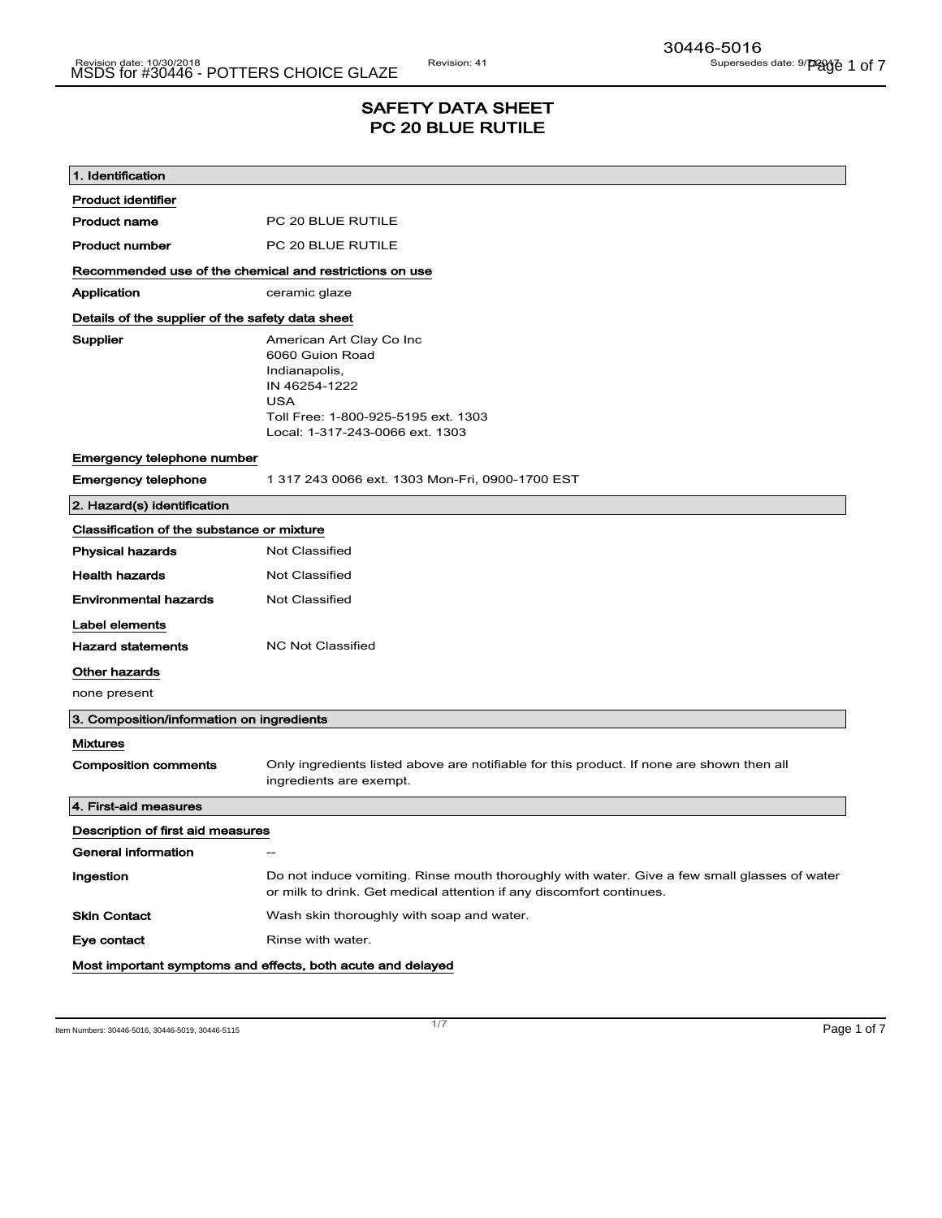# SAFETY DATA SHEET
# PC 20 BLUE RUTILE

## 1. Identification

**Product identifier**

| | |
|---|---|
| **Product name** | PC 20 BLUE RUTILE |
| **Product number** | PC 20 BLUE RUTILE |

**Recommended use of the chemical and restrictions on use**

| | |
|---|---|
| **Application** | ceramic glaze |

**Details of the supplier of the safety data sheet**

**Supplier**

American Art Clay Co Inc
6060 Guion Road
Indianapolis,
IN 46254-1222
USA
Toll Free: 1-800-925-5195 ext. 1303
Local: 1-317-243-0066 ext. 1303

**Emergency telephone number**

| | |
|---|---|
| **Emergency telephone** | 1 317 243 0066 ext. 1303 Mon-Fri, 0900-1700 EST |

## 2. Hazard(s) identification

**Classification of the substance or mixture**

| | |
|---|---|
| **Physical hazards** | Not Classified |
| **Health hazards** | Not Classified |
| **Environmental hazards** | Not Classified |

**Label elements**

| | |
|---|---|
| **Hazard statements** | NC Not Classified |

**Other hazards**

none present

## 3. Composition/information on ingredients

**Mixtures**

| | |
|---|---|
| **Composition comments** | Only ingredients listed above are notifiable for this product. If none are shown then all ingredients are exempt. |

## 4. First-aid measures

**Description of first aid measures**

| | |
|---|---|
| **General information** | -- |
| **Ingestion** | Do not induce vomiting. Rinse mouth thoroughly with water. Give a few small glasses of water or milk to drink. Get medical attention if any discomfort continues. |
| **Skin Contact** | Wash skin thoroughly with soap and water. |
| **Eye contact** | Rinse with water. |

**Most important symptoms and effects, both acute and delayed**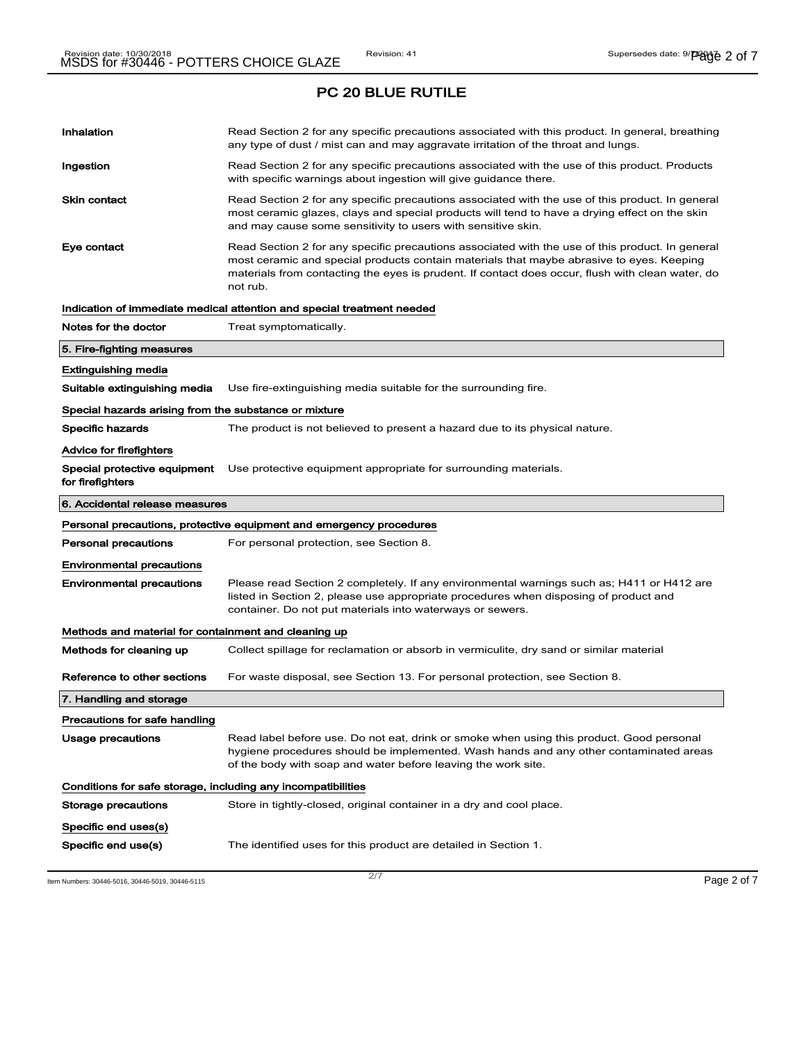## PC 20 BLUE RUTILE

**Inhalation** Read Section 2 for any specific precautions associated with this product. In general, breathing any type of dust / mist can and may aggravate irritation of the throat and lungs.

**Ingestion** Read Section 2 for any specific precautions associated with the use of this product. Products with specific warnings about ingestion will give guidance there.

**Skin contact** Read Section 2 for any specific precautions associated with the use of this product. In general most ceramic glazes, clays and special products will tend to have a drying effect on the skin and may cause some sensitivity to users with sensitive skin.

**Eye contact** Read Section 2 for any specific precautions associated with the use of this product. In general most ceramic and special products contain materials that maybe abrasive to eyes. Keeping materials from contacting the eyes is prudent. If contact does occur, flush with clean water, do not rub.

**Indication of immediate medical attention and special treatment needed**

**Notes for the doctor** Treat symptomatically.

### 5. Fire-fighting measures

**Extinguishing media**

**Suitable extinguishing media** Use fire-extinguishing media suitable for the surrounding fire.

**Special hazards arising from the substance or mixture**

**Specific hazards** The product is not believed to present a hazard due to its physical nature.

**Advice for firefighters**

**Special protective equipment for firefighters** Use protective equipment appropriate for surrounding materials.

### 6. Accidental release measures

**Personal precautions, protective equipment and emergency procedures**

**Personal precautions** For personal protection, see Section 8.

**Environmental precautions**

**Environmental precautions** Please read Section 2 completely. If any environmental warnings such as; H411 or H412 are listed in Section 2, please use appropriate procedures when disposing of product and container. Do not put materials into waterways or sewers.

**Methods and material for containment and cleaning up**

**Methods for cleaning up** Collect spillage for reclamation or absorb in vermiculite, dry sand or similar material

**Reference to other sections** For waste disposal, see Section 13. For personal protection, see Section 8.

### 7. Handling and storage

**Precautions for safe handling**

**Usage precautions** Read label before use. Do not eat, drink or smoke when using this product. Good personal hygiene procedures should be implemented. Wash hands and any other contaminated areas of the body with soap and water before leaving the work site.

**Conditions for safe storage, including any incompatibilities**

**Storage precautions** Store in tightly-closed, original container in a dry and cool place.

**Specific end uses(s)**

**Specific end use(s)** The identified uses for this product are detailed in Section 1.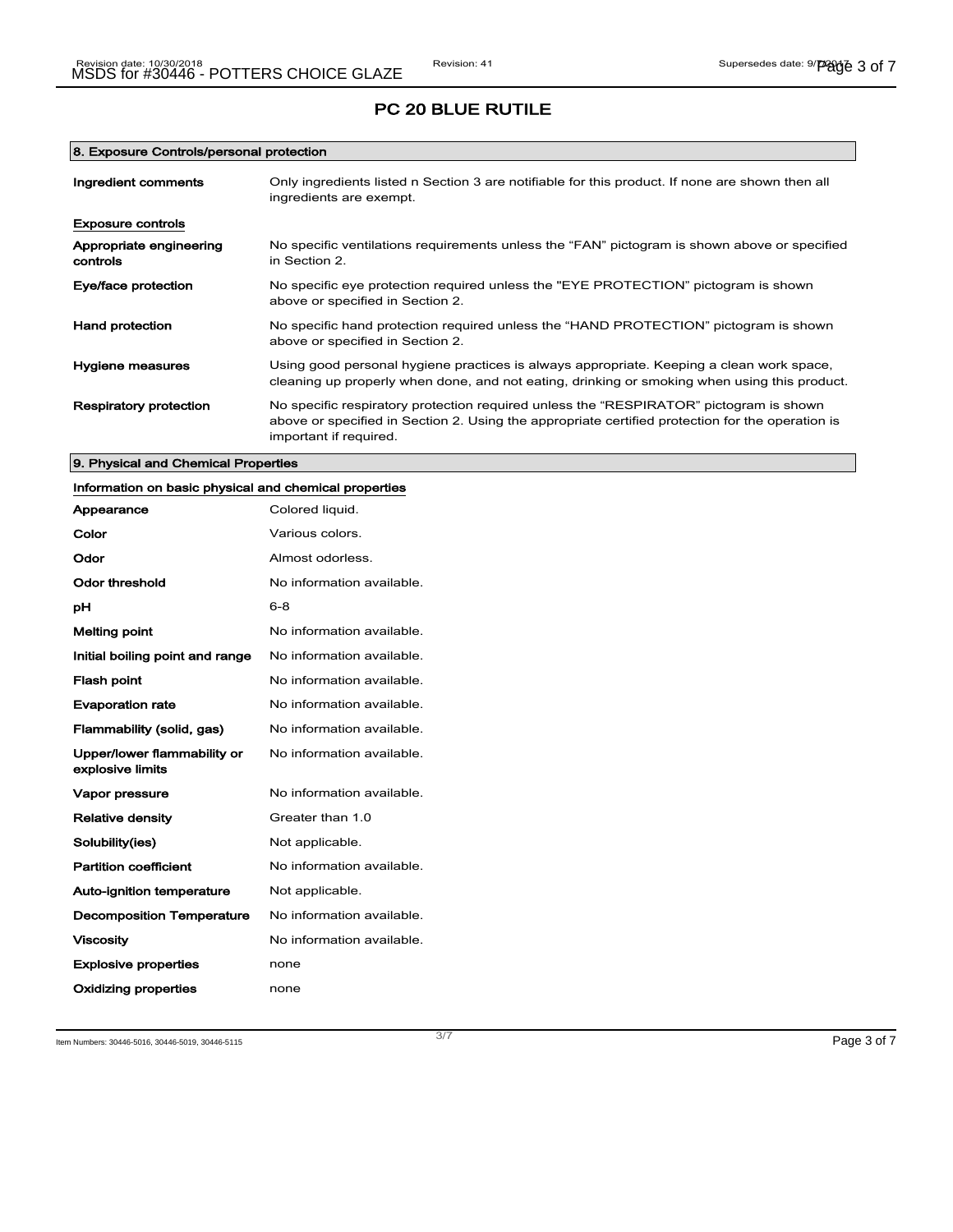# PC 20 BLUE RUTILE

## 8. Exposure Controls/personal protection

| | |
|---|---|
| **Ingredient comments** | Only ingredients listed n Section 3 are notifiable for this product. If none are shown then all ingredients are exempt. |

**Exposure controls**

| | |
|---|---|
| **Appropriate engineering controls** | No specific ventilations requirements unless the "FAN" pictogram is shown above or specified in Section 2. |
| **Eye/face protection** | No specific eye protection required unless the "EYE PROTECTION" pictogram is shown above or specified in Section 2. |
| **Hand protection** | No specific hand protection required unless the "HAND PROTECTION" pictogram is shown above or specified in Section 2. |
| **Hygiene measures** | Using good personal hygiene practices is always appropriate. Keeping a clean work space, cleaning up properly when done, and not eating, drinking or smoking when using this product. |
| **Respiratory protection** | No specific respiratory protection required unless the "RESPIRATOR" pictogram is shown above or specified in Section 2. Using the appropriate certified protection for the operation is important if required. |

## 9. Physical and Chemical Properties

**Information on basic physical and chemical properties**

| | |
|---|---|
| **Appearance** | Colored liquid. |
| **Color** | Various colors. |
| **Odor** | Almost odorless. |
| **Odor threshold** | No information available. |
| **pH** | 6-8 |
| **Melting point** | No information available. |
| **Initial boiling point and range** | No information available. |
| **Flash point** | No information available. |
| **Evaporation rate** | No information available. |
| **Flammability (solid, gas)** | No information available. |
| **Upper/lower flammability or explosive limits** | No information available. |
| **Vapor pressure** | No information available. |
| **Relative density** | Greater than 1.0 |
| **Solubility(ies)** | Not applicable. |
| **Partition coefficient** | No information available. |
| **Auto-ignition temperature** | Not applicable. |
| **Decomposition Temperature** | No information available. |
| **Viscosity** | No information available. |
| **Explosive properties** | none |
| **Oxidizing properties** | none |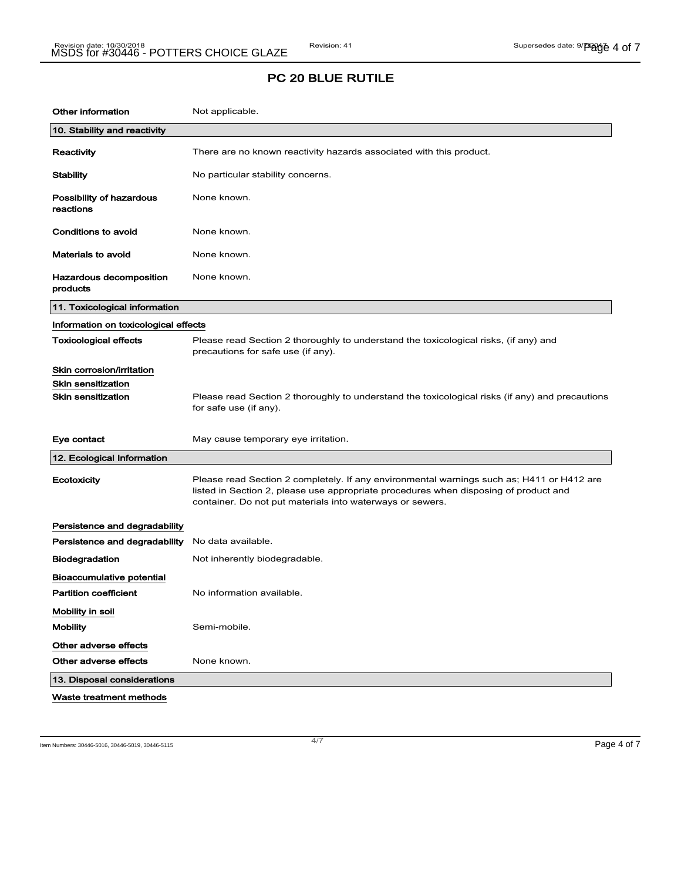## PC 20 BLUE RUTILE

| | |
|---|---|
| **Other information** | Not applicable. |

### 10. Stability and reactivity

| | |
|---|---|
| **Reactivity** | There are no known reactivity hazards associated with this product. |
| **Stability** | No particular stability concerns. |
| **Possibility of hazardous reactions** | None known. |
| **Conditions to avoid** | None known. |
| **Materials to avoid** | None known. |
| **Hazardous decomposition products** | None known. |

### 11. Toxicological information

**Information on toxicological effects**

| | |
|---|---|
| **Toxicological effects** | Please read Section 2 thoroughly to understand the toxicological risks, (if any) and precautions for safe use (if any). |

**Skin corrosion/irritation**

**Skin sensitization**

| | |
|---|---|
| **Skin sensitization** | Please read Section 2 thoroughly to understand the toxicological risks (if any) and precautions for safe use (if any). |
| **Eye contact** | May cause temporary eye irritation. |

### 12. Ecological Information

| | |
|---|---|
| **Ecotoxicity** | Please read Section 2 completely. If any environmental warnings such as; H411 or H412 are listed in Section 2, please use appropriate procedures when disposing of product and container. Do not put materials into waterways or sewers. |

**Persistence and degradability**

| | |
|---|---|
| **Persistence and degradability** | No data available. |
| **Biodegradation** | Not inherently biodegradable. |

**Bioaccumulative potential**

| | |
|---|---|
| **Partition coefficient** | No information available. |

**Mobility in soil**

| | |
|---|---|
| **Mobility** | Semi-mobile. |

**Other adverse effects**

| | |
|---|---|
| **Other adverse effects** | None known. |

### 13. Disposal considerations

**Waste treatment methods**

Item Numbers: 30446-5016, 30446-5019, 30446-5115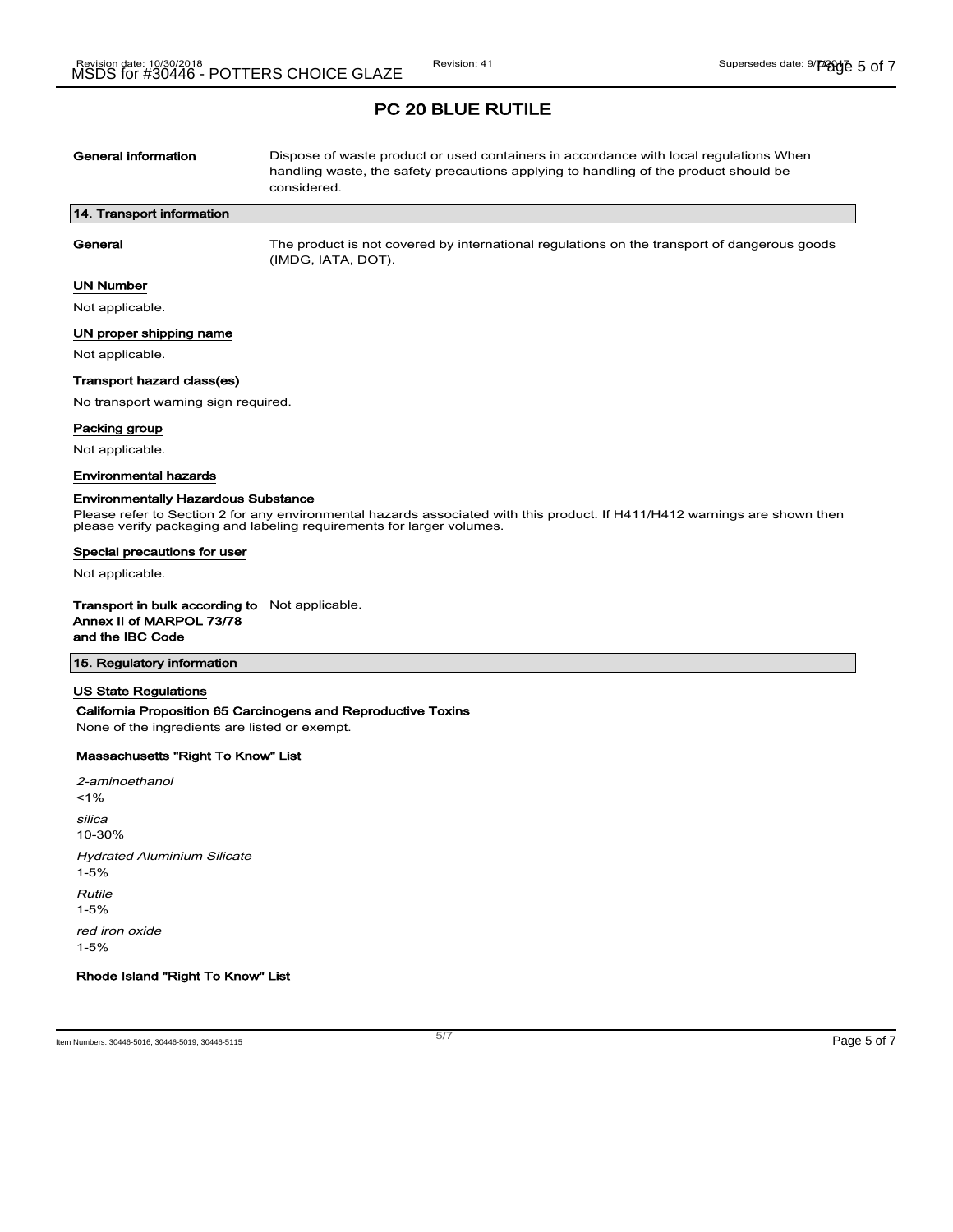## PC 20 BLUE RUTILE

**General information** Dispose of waste product or used containers in accordance with local regulations When handling waste, the safety precautions applying to handling of the product should be considered.

### 14. Transport information

**General** The product is not covered by international regulations on the transport of dangerous goods (IMDG, IATA, DOT).

**UN Number**

Not applicable.

**UN proper shipping name**

Not applicable.

**Transport hazard class(es)**

No transport warning sign required.

**Packing group**

Not applicable.

**Environmental hazards**

**Environmentally Hazardous Substance**

Please refer to Section 2 for any environmental hazards associated with this product. If H411/H412 warnings are shown then please verify packaging and labeling requirements for larger volumes.

**Special precautions for user**

Not applicable.

**Transport in bulk according to Annex II of MARPOL 73/78 and the IBC Code** Not applicable.

### 15. Regulatory information

**US State Regulations**

**California Proposition 65 Carcinogens and Reproductive Toxins**

None of the ingredients are listed or exempt.

**Massachusetts "Right To Know" List**

*2-aminoethanol*
<1%

*silica*
10-30%

*Hydrated Aluminium Silicate*
1-5%

*Rutile*
1-5%

*red iron oxide*
1-5%

**Rhode Island "Right To Know" List**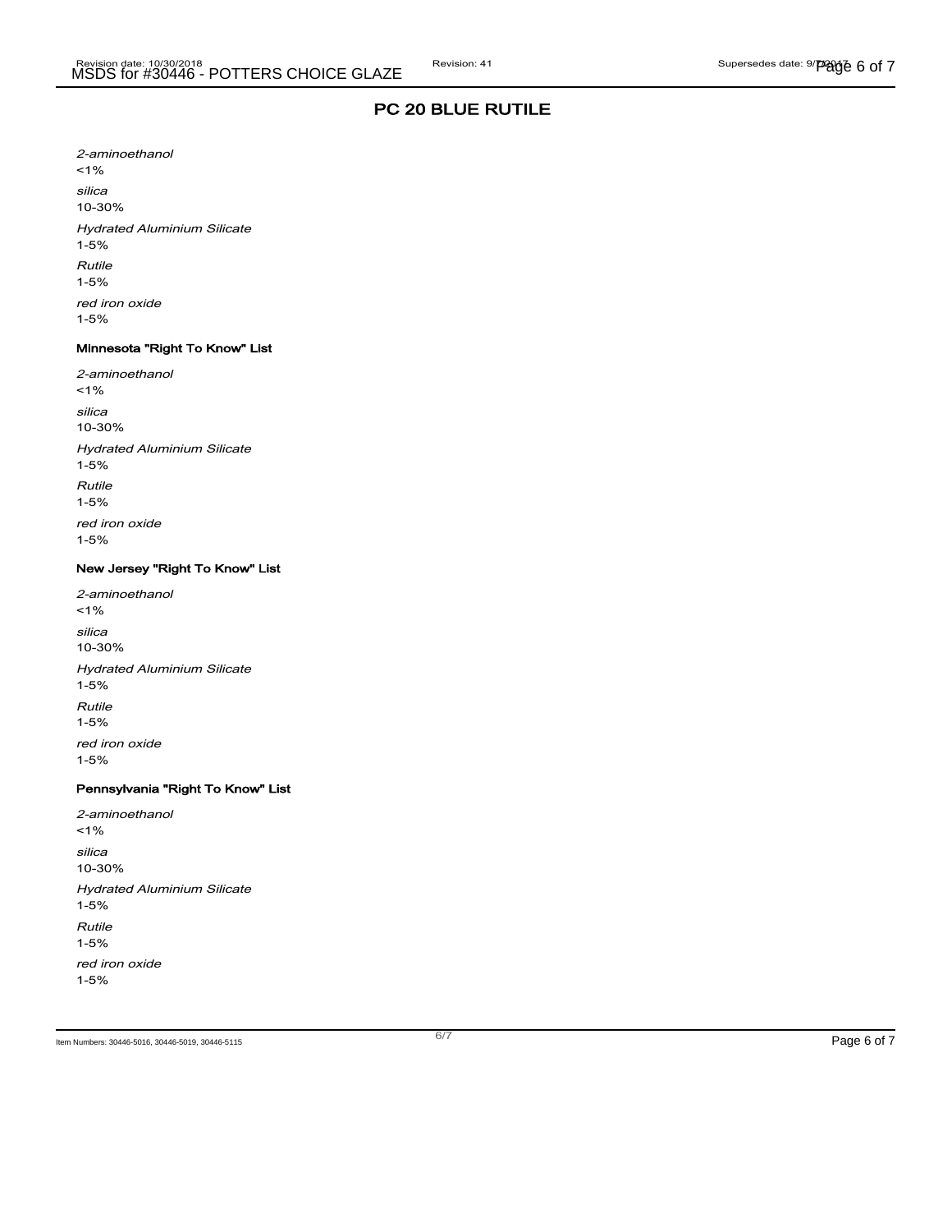# PC 20 BLUE RUTILE

*2-aminoethanol*

<1%

*silica*

10-30%

*Hydrated Aluminium Silicate*

1-5%

*Rutile*

1-5%

*red iron oxide*

1-5%

**Minnesota "Right To Know" List**

*2-aminoethanol*

<1%

*silica*

10-30%

*Hydrated Aluminium Silicate*

1-5%

*Rutile*

1-5%

*red iron oxide*

1-5%

**New Jersey "Right To Know" List**

*2-aminoethanol*

<1%

*silica*

10-30%

*Hydrated Aluminium Silicate*

1-5%

*Rutile*

1-5%

*red iron oxide*

1-5%

**Pennsylvania "Right To Know" List**

*2-aminoethanol*

<1%

*silica*

10-30%

*Hydrated Aluminium Silicate*

1-5%

*Rutile*

1-5%

*red iron oxide*

1-5%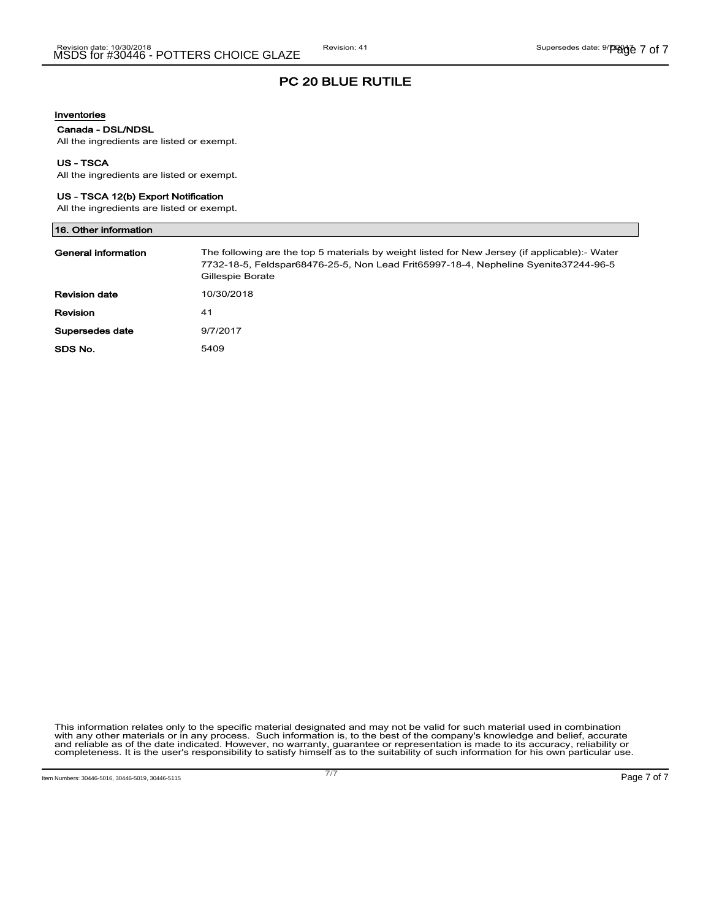# PC 20 BLUE RUTILE

**Inventories**

**Canada - DSL/NDSL**

All the ingredients are listed or exempt.

**US - TSCA**

All the ingredients are listed or exempt.

**US - TSCA 12(b) Export Notification**

All the ingredients are listed or exempt.

## 16. Other information

| | |
|---|---|
| **General information** | The following are the top 5 materials by weight listed for New Jersey (if applicable):- Water 7732-18-5, Feldspar68476-25-5, Non Lead Frit65997-18-4, Nepheline Syenite37244-96-5 Gillespie Borate |
| **Revision date** | 10/30/2018 |
| **Revision** | 41 |
| **Supersedes date** | 9/7/2017 |
| **SDS No.** | 5409 |

This information relates only to the specific material designated and may not be valid for such material used in combination with any other materials or in any process. Such information is, to the best of the company's knowledge and belief, accurate and reliable as of the date indicated. However, no warranty, guarantee or representation is made to its accuracy, reliability or completeness. It is the user's responsibility to satisfy himself as to the suitability of such information for his own particular use.

Item Numbers: 30446-5016, 30446-5019, 30446-5115